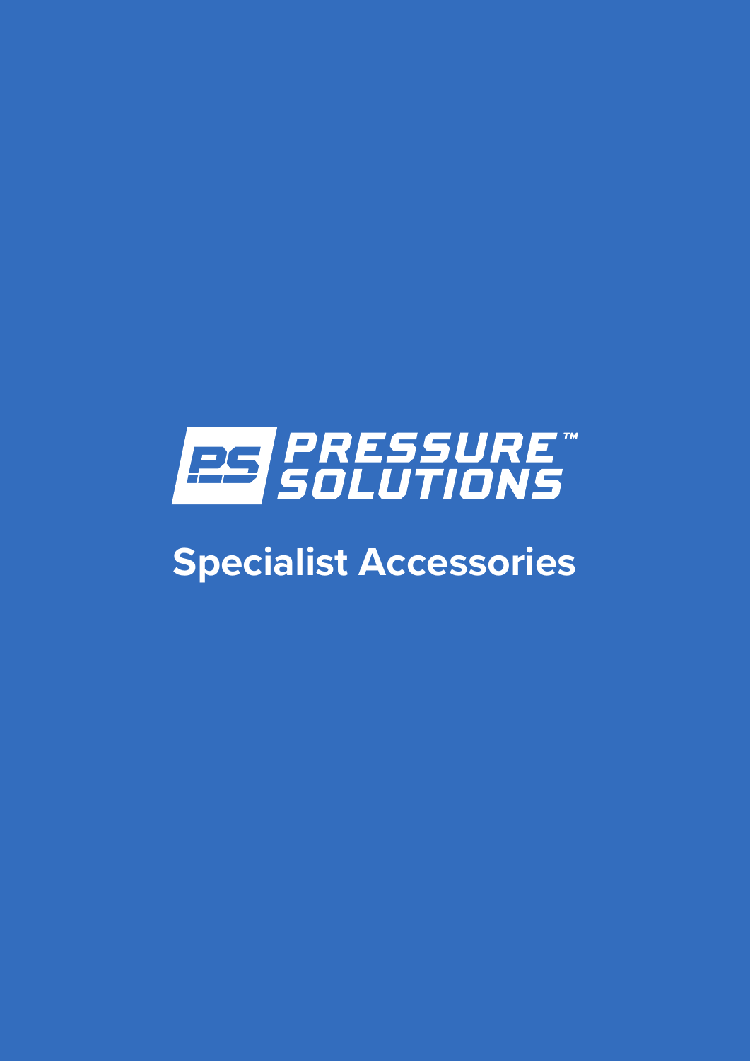# PRESSURE™ SOLUTIONS

## Specialist Accessories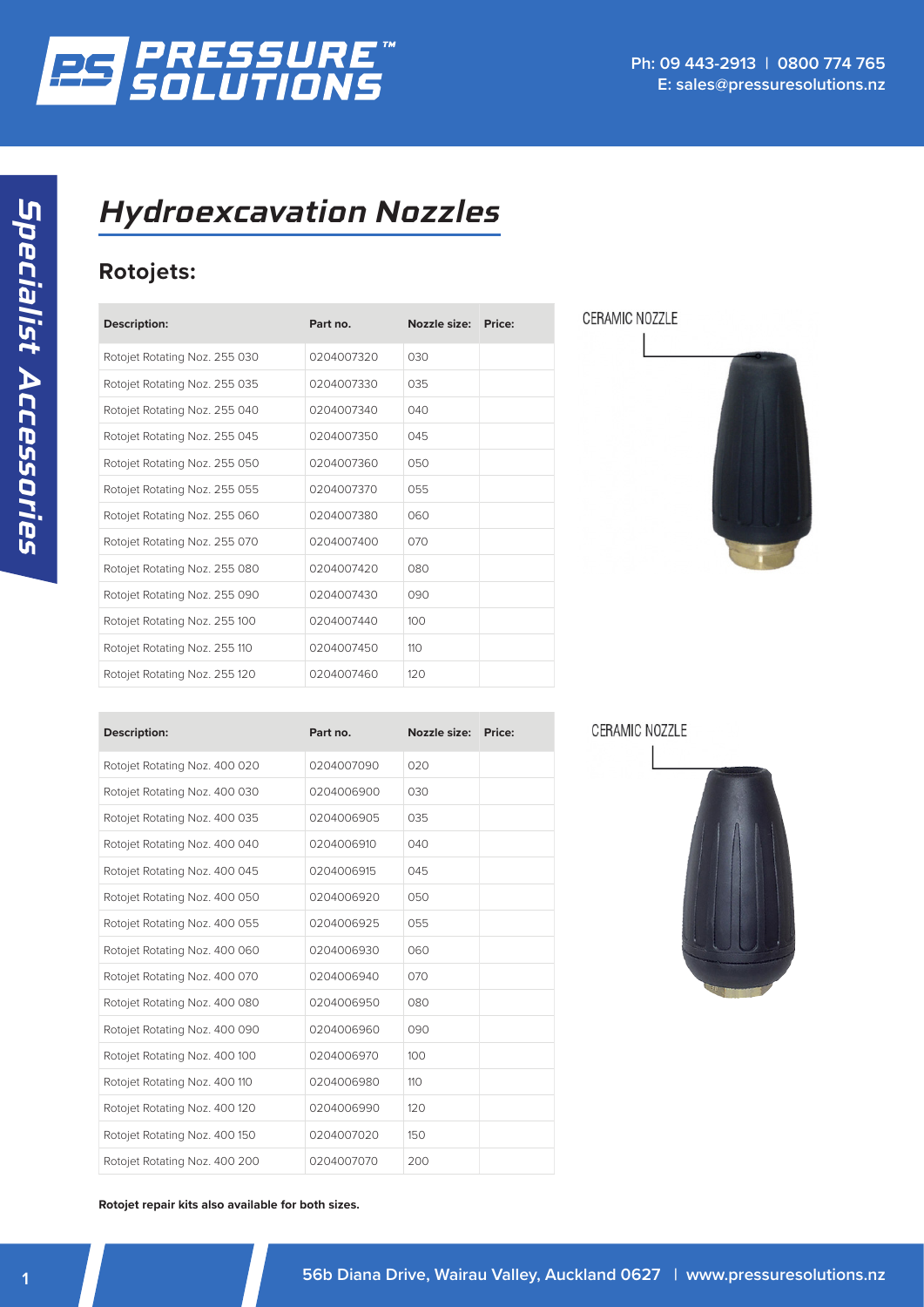# Hydroexcavation Nozzles

## Rotojets:

| Description: | Part no. | Nozzle size: | Price: |
|---|---|---|---|
| Rotojet Rotating Noz. 255 030 | 0204007320 | 030 | |
| Rotojet Rotating Noz. 255 035 | 0204007330 | 035 | |
| Rotojet Rotating Noz. 255 040 | 0204007340 | 040 | |
| Rotojet Rotating Noz. 255 045 | 0204007350 | 045 | |
| Rotojet Rotating Noz. 255 050 | 0204007360 | 050 | |
| Rotojet Rotating Noz. 255 055 | 0204007370 | 055 | |
| Rotojet Rotating Noz. 255 060 | 0204007380 | 060 | |
| Rotojet Rotating Noz. 255 070 | 0204007400 | 070 | |
| Rotojet Rotating Noz. 255 080 | 0204007420 | 080 | |
| Rotojet Rotating Noz. 255 090 | 0204007430 | 090 | |
| Rotojet Rotating Noz. 255 100 | 0204007440 | 100 | |
| Rotojet Rotating Noz. 255 110 | 0204007450 | 110 | |
| Rotojet Rotating Noz. 255 120 | 0204007460 | 120 | |

CERAMIC NOZZLE

| Description: | Part no. | Nozzle size: | Price: |
|---|---|---|---|
| Rotojet Rotating Noz. 400 020 | 0204007090 | 020 | |
| Rotojet Rotating Noz. 400 030 | 0204006900 | 030 | |
| Rotojet Rotating Noz. 400 035 | 0204006905 | 035 | |
| Rotojet Rotating Noz. 400 040 | 0204006910 | 040 | |
| Rotojet Rotating Noz. 400 045 | 0204006915 | 045 | |
| Rotojet Rotating Noz. 400 050 | 0204006920 | 050 | |
| Rotojet Rotating Noz. 400 055 | 0204006925 | 055 | |
| Rotojet Rotating Noz. 400 060 | 0204006930 | 060 | |
| Rotojet Rotating Noz. 400 070 | 0204006940 | 070 | |
| Rotojet Rotating Noz. 400 080 | 0204006950 | 080 | |
| Rotojet Rotating Noz. 400 090 | 0204006960 | 090 | |
| Rotojet Rotating Noz. 400 100 | 0204006970 | 100 | |
| Rotojet Rotating Noz. 400 110 | 0204006980 | 110 | |
| Rotojet Rotating Noz. 400 120 | 0204006990 | 120 | |
| Rotojet Rotating Noz. 400 150 | 0204007020 | 150 | |
| Rotojet Rotating Noz. 400 200 | 0204007070 | 200 | |

CERAMIC NOZZLE

**Rotojet repair kits also available for both sizes.**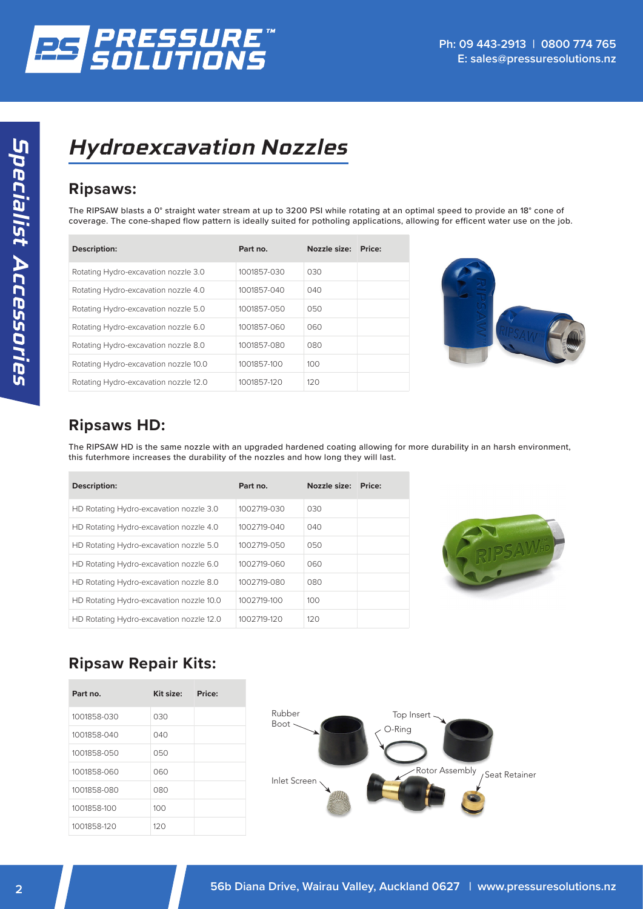# Hydroexcavation Nozzles

## Ripsaws:

The RIPSAW blasts a 0° straight water stream at up to 3200 PSI while rotating at an optimal speed to provide an 18° cone of coverage. The cone-shaped flow pattern is ideally suited for potholing applications, allowing for efficent water use on the job.

| Description: | Part no. | Nozzle size: | Price: |
|---|---|---|---|
| Rotating Hydro-excavation nozzle 3.0 | 1001857-030 | 030 | |
| Rotating Hydro-excavation nozzle 4.0 | 1001857-040 | 040 | |
| Rotating Hydro-excavation nozzle 5.0 | 1001857-050 | 050 | |
| Rotating Hydro-excavation nozzle 6.0 | 1001857-060 | 060 | |
| Rotating Hydro-excavation nozzle 8.0 | 1001857-080 | 080 | |
| Rotating Hydro-excavation nozzle 10.0 | 1001857-100 | 100 | |
| Rotating Hydro-excavation nozzle 12.0 | 1001857-120 | 120 | |

## Ripsaws HD:

The RIPSAW HD is the same nozzle with an upgraded hardened coating allowing for more durability in an harsh environment, this futerhmore increases the durability of the nozzles and how long they will last.

| Description: | Part no. | Nozzle size: | Price: |
|---|---|---|---|
| HD Rotating Hydro-excavation nozzle 3.0 | 1002719-030 | 030 | |
| HD Rotating Hydro-excavation nozzle 4.0 | 1002719-040 | 040 | |
| HD Rotating Hydro-excavation nozzle 5.0 | 1002719-050 | 050 | |
| HD Rotating Hydro-excavation nozzle 6.0 | 1002719-060 | 060 | |
| HD Rotating Hydro-excavation nozzle 8.0 | 1002719-080 | 080 | |
| HD Rotating Hydro-excavation nozzle 10.0 | 1002719-100 | 100 | |
| HD Rotating Hydro-excavation nozzle 12.0 | 1002719-120 | 120 | |

## Ripsaw Repair Kits:

| Part no. | Kit size: | Price: |
|---|---|---|
| 1001858-030 | 030 | |
| 1001858-040 | 040 | |
| 1001858-050 | 050 | |
| 1001858-060 | 060 | |
| 1001858-080 | 080 | |
| 1001858-100 | 100 | |
| 1001858-120 | 120 | |

Rubber Boot, Top Insert, O-Ring, Rotor Assembly, Seat Retainer, Inlet Screen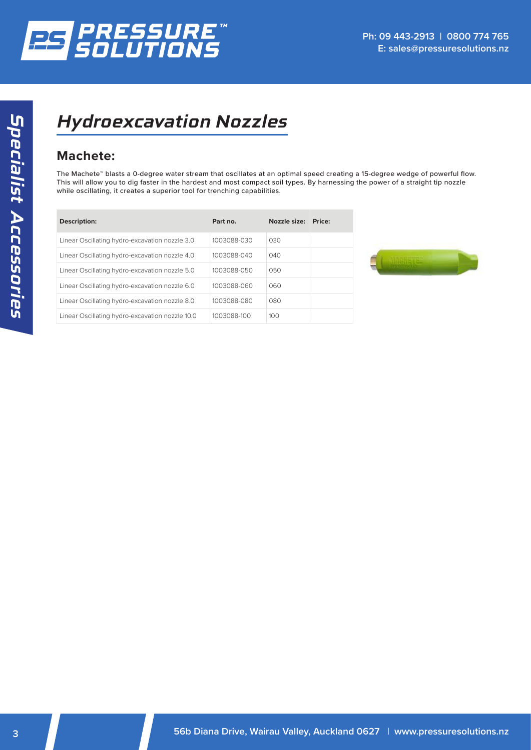# Hydroexcavation Nozzles

## Machete:

The Machete™ blasts a 0-degree water stream that oscillates at an optimal speed creating a 15-degree wedge of powerful flow. This will allow you to dig faster in the hardest and most compact soil types. By harnessing the power of a straight tip nozzle while oscillating, it creates a superior tool for trenching capabilities.

| Description: | Part no. | Nozzle size: | Price: |
|---|---|---|---|
| Linear Oscillating hydro-excavation nozzle 3.0 | 1003088-030 | 030 | |
| Linear Oscillating hydro-excavation nozzle 4.0 | 1003088-040 | 040 | |
| Linear Oscillating hydro-excavation nozzle 5.0 | 1003088-050 | 050 | |
| Linear Oscillating hydro-excavation nozzle 6.0 | 1003088-060 | 060 | |
| Linear Oscillating hydro-excavation nozzle 8.0 | 1003088-080 | 080 | |
| Linear Oscillating hydro-excavation nozzle 10.0 | 1003088-100 | 100 | |